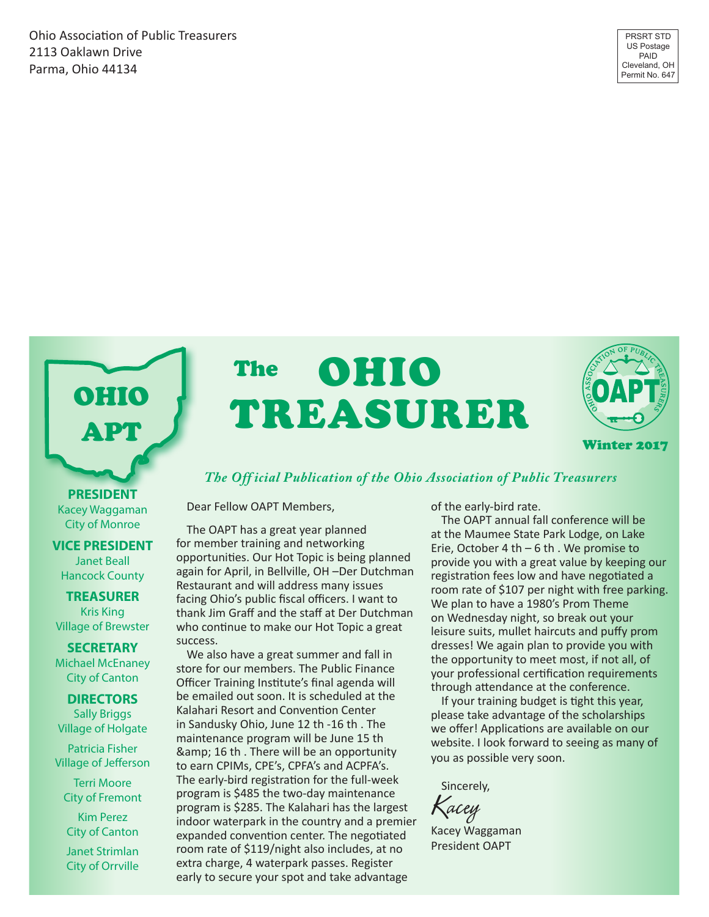Ohio Association of Public Treasurers
2113 Oaklawn Drive
Parma, Ohio 44134

PRSRT STD
US Postage
PAID
Cleveland, OH
Permit No. 647

OHIO APT

# The OHIO TREASURER

Winter 2017

*The Official Publication of the Ohio Association of Public Treasurers*

**PRESIDENT**
Kacey Waggaman
City of Monroe

**VICE PRESIDENT**
Janet Beall
Hancock County

**TREASURER**
Kris King
Village of Brewster

**SECRETARY**
Michael McEnaney
City of Canton

**DIRECTORS**
Sally Briggs
Village of Holgate

Patricia Fisher
Village of Jefferson

Terri Moore
City of Fremont

Kim Perez
City of Canton

Janet Strimlan
City of Orrville

Dear Fellow OAPT Members,

The OAPT has a great year planned for member training and networking opportunities. Our Hot Topic is being planned again for April, in Bellville, OH –Der Dutchman Restaurant and will address many issues facing Ohio's public fiscal officers. I want to thank Jim Graff and the staff at Der Dutchman who continue to make our Hot Topic a great success.

We also have a great summer and fall in store for our members. The Public Finance Officer Training Institute's final agenda will be emailed out soon. It is scheduled at the Kalahari Resort and Convention Center in Sandusky Ohio, June 12 th -16 th . The maintenance program will be June 15 th &amp; 16 th . There will be an opportunity to earn CPIMs, CPE's, CPFA's and ACPFA's. The early-bird registration for the full-week program is $485 the two-day maintenance program is $285. The Kalahari has the largest indoor waterpark in the country and a premier expanded convention center. The negotiated room rate of $119/night also includes, at no extra charge, 4 waterpark passes. Register early to secure your spot and take advantage of the early-bird rate.

The OAPT annual fall conference will be at the Maumee State Park Lodge, on Lake Erie, October 4 th – 6 th . We promise to provide you with a great value by keeping our registration fees low and have negotiated a room rate of $107 per night with free parking. We plan to have a 1980's Prom Theme on Wednesday night, so break out your leisure suits, mullet haircuts and puffy prom dresses! We again plan to provide you with the opportunity to meet most, if not all, of your professional certification requirements through attendance at the conference.

If your training budget is tight this year, please take advantage of the scholarships we offer! Applications are available on our website. I look forward to seeing as many of you as possible very soon.

Sincerely,

*Kacey*

Kacey Waggaman
President OAPT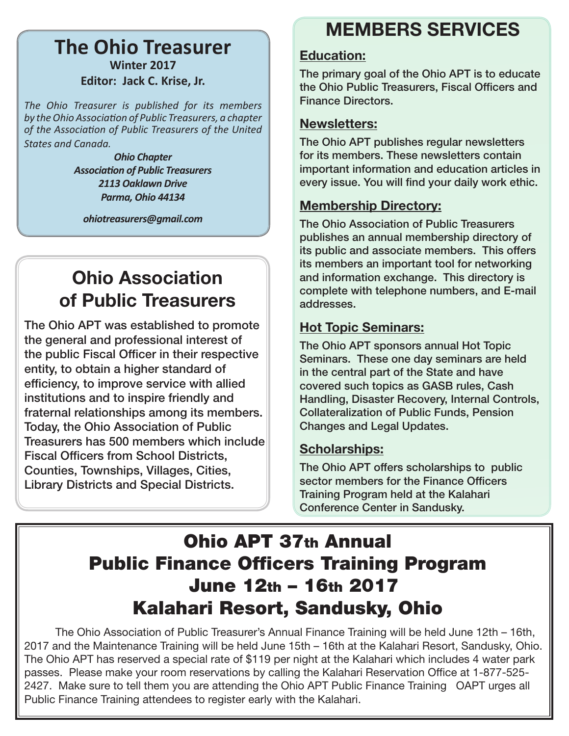## The Ohio Treasurer

**Winter 2017**

**Editor: Jack C. Krise, Jr.**

*The Ohio Treasurer is published for its members by the Ohio Association of Public Treasurers, a chapter of the Association of Public Treasurers of the United States and Canada.*

***Ohio Chapter***
***Association of Public Treasurers***
***2113 Oaklawn Drive***
***Parma, Ohio 44134***

***ohiotreasurers@gmail.com***

## Ohio Association of Public Treasurers

**The Ohio APT was established to promote the general and professional interest of the public Fiscal Officer in their respective entity, to obtain a higher standard of efficiency, to improve service with allied institutions and to inspire friendly and fraternal relationships among its members. Today, the Ohio Association of Public Treasurers has 500 members which include Fiscal Officers from School Districts, Counties, Townships, Villages, Cities, Library Districts and Special Districts.**

## MEMBERS SERVICES

### Education:

The primary goal of the Ohio APT is to educate the Ohio Public Treasurers, Fiscal Officers and Finance Directors.

### Newsletters:

The Ohio APT publishes regular newsletters for its members. These newsletters contain important information and education articles in every issue. You will find your daily work ethic.

### Membership Directory:

The Ohio Association of Public Treasurers publishes an annual membership directory of its public and associate members. This offers its members an important tool for networking and information exchange. This directory is complete with telephone numbers, and E-mail addresses.

### Hot Topic Seminars:

The Ohio APT sponsors annual Hot Topic Seminars. These one day seminars are held in the central part of the State and have covered such topics as GASB rules, Cash Handling, Disaster Recovery, Internal Controls, Collateralization of Public Funds, Pension Changes and Legal Updates.

### Scholarships:

The Ohio APT offers scholarships to public sector members for the Finance Officers Training Program held at the Kalahari Conference Center in Sandusky.

## Ohio APT 37th Annual Public Finance Officers Training Program June 12th – 16th 2017 Kalahari Resort, Sandusky, Ohio

The Ohio Association of Public Treasurer's Annual Finance Training will be held June 12th – 16th, 2017 and the Maintenance Training will be held June 15th – 16th at the Kalahari Resort, Sandusky, Ohio. The Ohio APT has reserved a special rate of $119 per night at the Kalahari which includes 4 water park passes. Please make your room reservations by calling the Kalahari Reservation Office at 1-877-525-2427. Make sure to tell them you are attending the Ohio APT Public Finance Training OAPT urges all Public Finance Training attendees to register early with the Kalahari.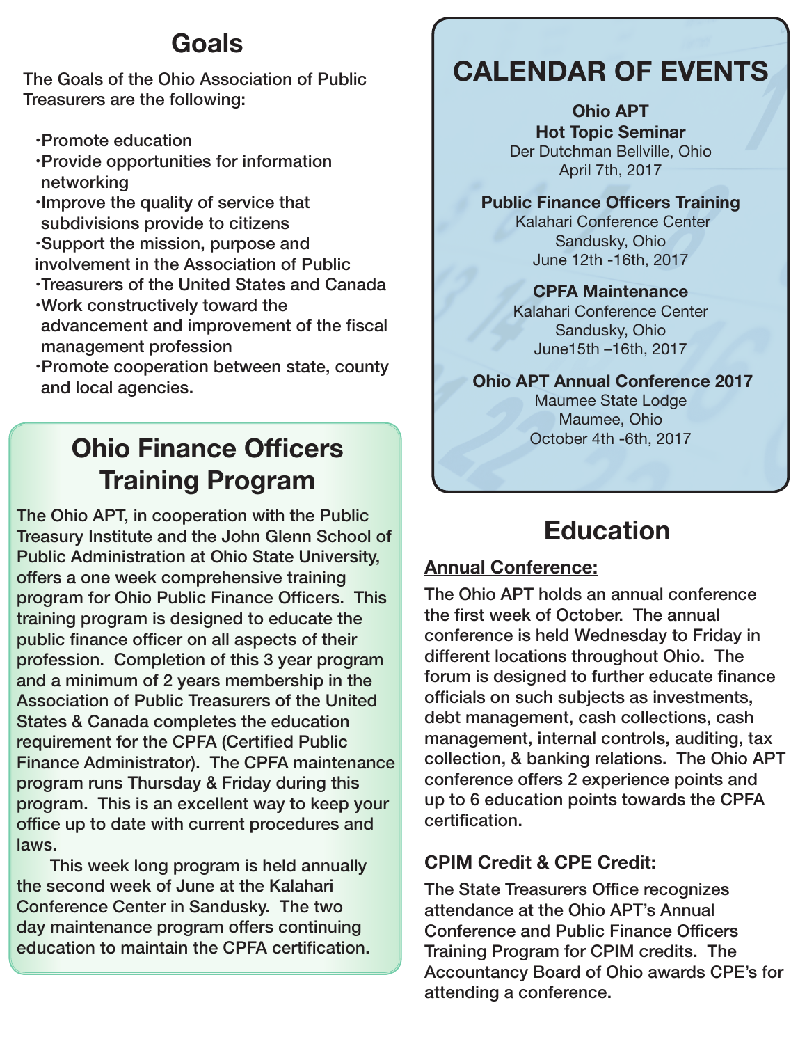## Goals

The Goals of the Ohio Association of Public Treasurers are the following:

- Promote education
- Provide opportunities for information networking
- Improve the quality of service that subdivisions provide to citizens
- Support the mission, purpose and involvement in the Association of Public
- Treasurers of the United States and Canada
- Work constructively toward the advancement and improvement of the fiscal management profession
- Promote cooperation between state, county and local agencies.

## Ohio Finance Officers Training Program

The Ohio APT, in cooperation with the Public Treasury Institute and the John Glenn School of Public Administration at Ohio State University, offers a one week comprehensive training program for Ohio Public Finance Officers. This training program is designed to educate the public finance officer on all aspects of their profession. Completion of this 3 year program and a minimum of 2 years membership in the Association of Public Treasurers of the United States & Canada completes the education requirement for the CPFA (Certified Public Finance Administrator). The CPFA maintenance program runs Thursday & Friday during this program. This is an excellent way to keep your office up to date with current procedures and laws.

This week long program is held annually the second week of June at the Kalahari Conference Center in Sandusky. The two day maintenance program offers continuing education to maintain the CPFA certification.

## CALENDAR OF EVENTS

**Ohio APT**
**Hot Topic Seminar**
Der Dutchman Bellville, Ohio
April 7th, 2017

**Public Finance Officers Training**
Kalahari Conference Center
Sandusky, Ohio
June 12th -16th, 2017

**CPFA Maintenance**
Kalahari Conference Center
Sandusky, Ohio
June15th –16th, 2017

**Ohio APT Annual Conference 2017**
Maumee State Lodge
Maumee, Ohio
October 4th -6th, 2017

## Education

**Annual Conference:**

The Ohio APT holds an annual conference the first week of October. The annual conference is held Wednesday to Friday in different locations throughout Ohio. The forum is designed to further educate finance officials on such subjects as investments, debt management, cash collections, cash management, internal controls, auditing, tax collection, & banking relations. The Ohio APT conference offers 2 experience points and up to 6 education points towards the CPFA certification.

**CPIM Credit & CPE Credit:**

The State Treasurers Office recognizes attendance at the Ohio APT's Annual Conference and Public Finance Officers Training Program for CPIM credits. The Accountancy Board of Ohio awards CPE's for attending a conference.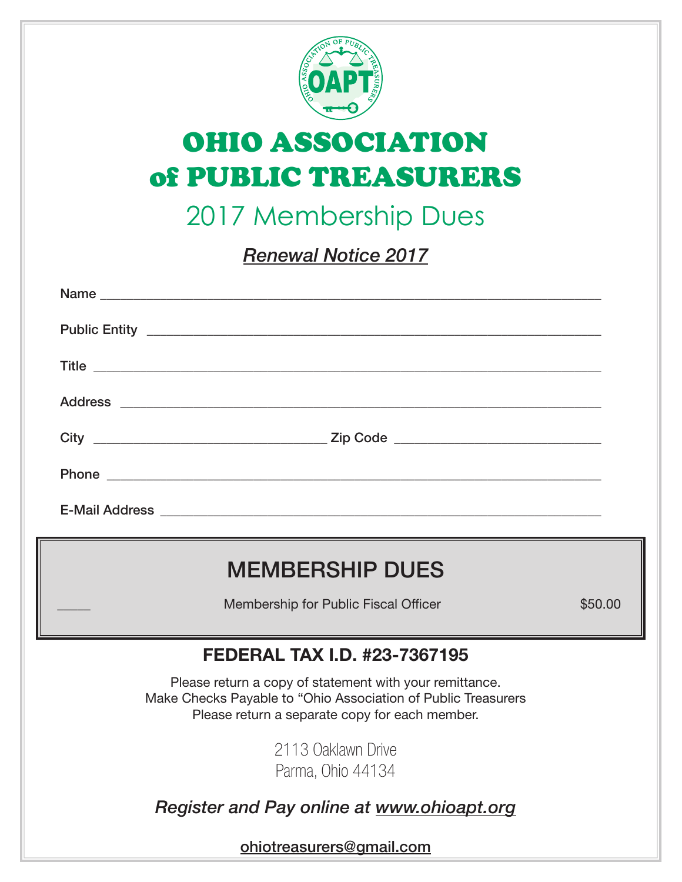# OHIO ASSOCIATION of PUBLIC TREASURERS

## 2017 Membership Dues

***Renewal Notice 2017***

Name ______________________________________________________________________

Public Entity ________________________________________________________________

Title ______________________________________________________________________

Address ____________________________________________________________________

City ________________________________ Zip Code ____________________________

Phone ______________________________________________________________________

E-Mail Address ______________________________________________________________

## MEMBERSHIP DUES

| | | |
|---|---|---|
| _____ | Membership for Public Fiscal Officer | $50.00 |

**FEDERAL TAX I.D. #23-7367195**

Please return a copy of statement with your remittance.
Make Checks Payable to "Ohio Association of Public Treasurers
Please return a separate copy for each member.

2113 Oaklawn Drive
Parma, Ohio 44134

*Register and Pay online at www.ohioapt.org*

ohiotreasurers@gmail.com